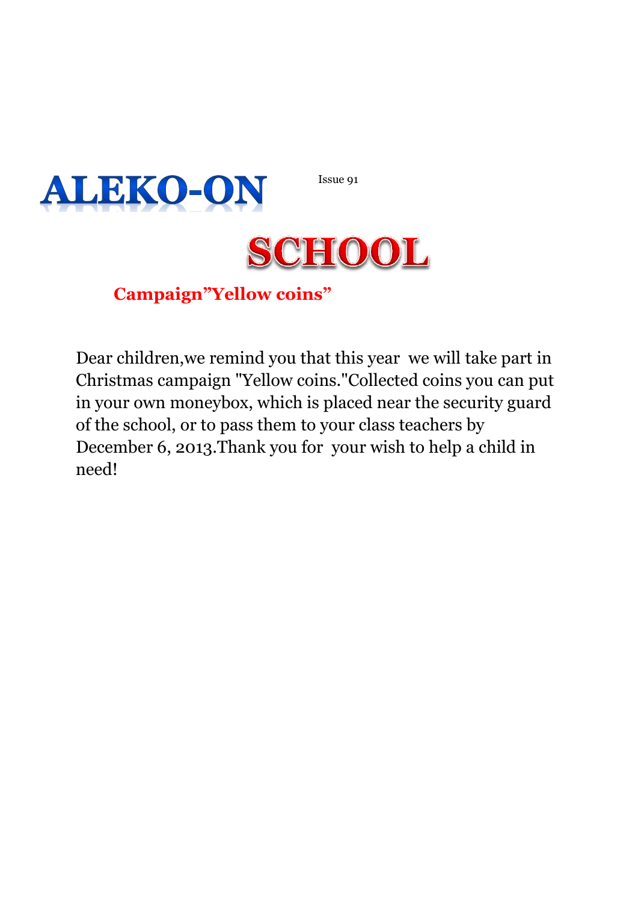# ALEKO-ON

Issue 91

# SCHOOL

## Campaign"Yellow coins"

Dear children,we remind you that this year we will take part in Christmas campaign "Yellow coins."Collected coins you can put in your own moneybox, which is placed near the security guard of the school, or to pass them to your class teachers by December 6, 2013.Thank you for your wish to help a child in need!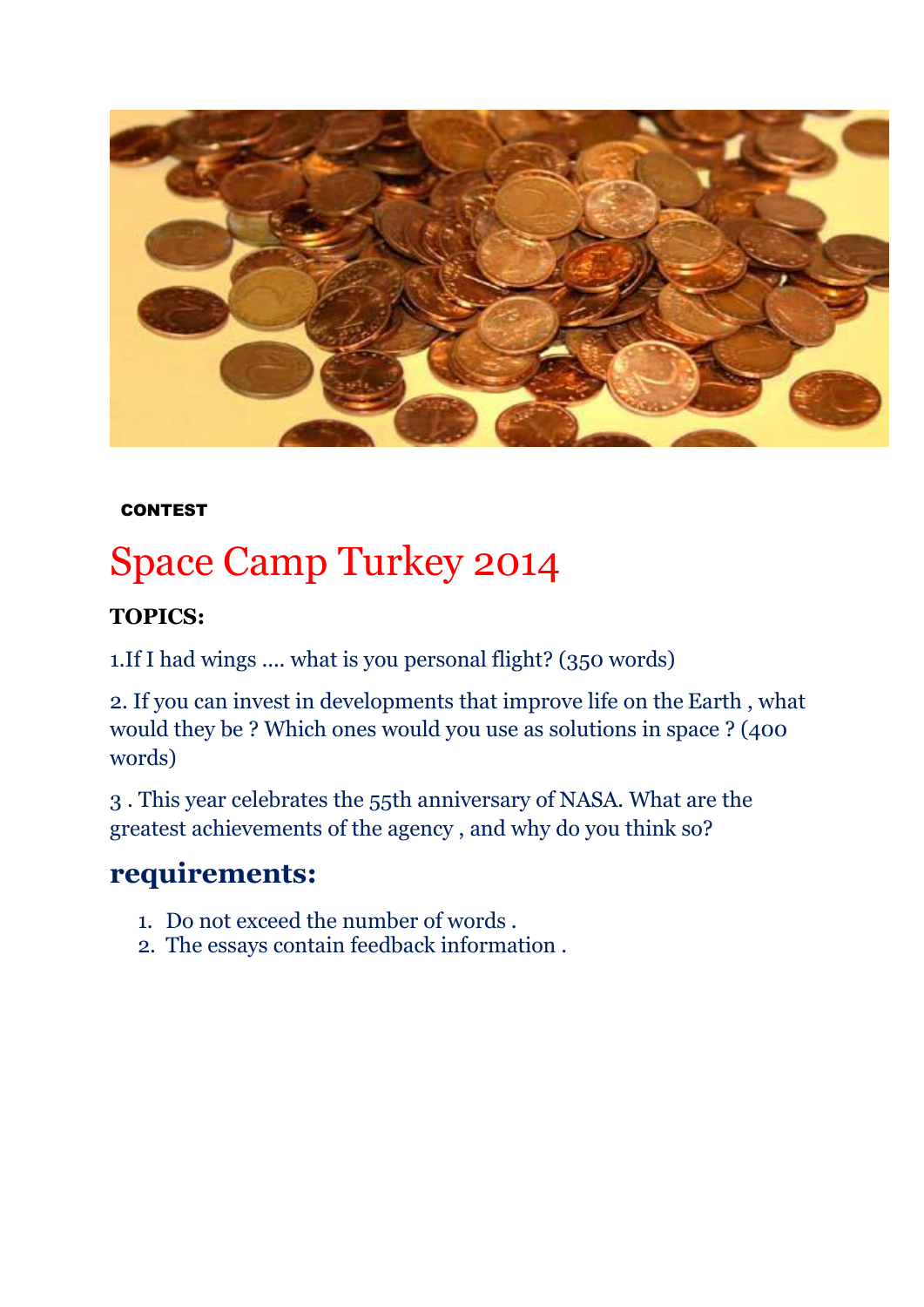CONTEST

# Space Camp Turkey 2014

**TOPICS:**

1.If I had wings .... what is you personal flight? (350 words)

2. If you can invest in developments that improve life on the Earth , what would they be ? Which ones would you use as solutions in space ? (400 words)

3 . This year celebrates the 55th anniversary of NASA. What are the greatest achievements of the agency , and why do you think so?

## requirements:

1. Do not exceed the number of words .
2. The essays contain feedback information .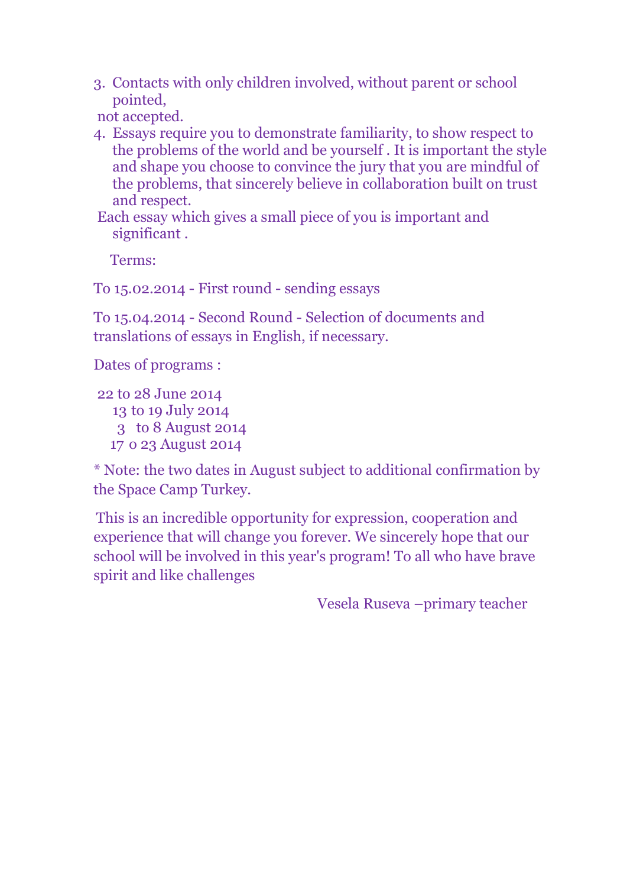3. Contacts with only children involved, without parent or school pointed,
   not accepted.
4. Essays require you to demonstrate familiarity, to show respect to the problems of the world and be yourself . It is important the style and shape you choose to convince the jury that you are mindful of the problems, that sincerely believe in collaboration built on trust and respect.
   Each essay which gives a small piece of you is important and significant .

Terms:

To 15.02.2014 - First round - sending essays

To 15.04.2014 - Second Round - Selection of documents and translations of essays in English, if necessary.

Dates of programs :

22 to 28 June 2014
13 to 19 July 2014
3 to 8 August 2014
17 o 23 August 2014

* Note: the two dates in August subject to additional confirmation by the Space Camp Turkey.

This is an incredible opportunity for expression, cooperation and experience that will change you forever. We sincerely hope that our school will be involved in this year's program! To all who have brave spirit and like challenges

Vesela Ruseva –primary teacher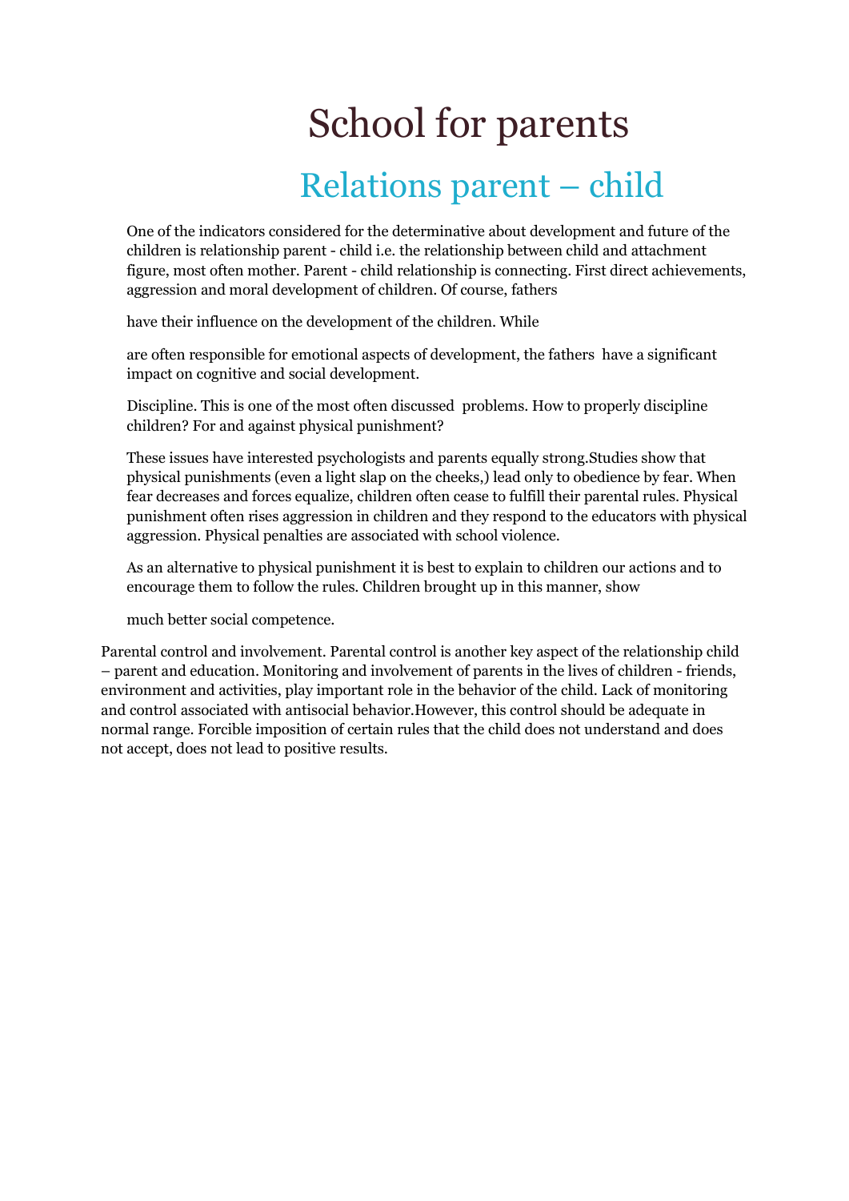# School for parents

## Relations parent – child

One of the indicators considered for the determinative about development and future of the children is relationship parent - child i.e. the relationship between child and attachment figure, most often mother. Parent - child relationship is connecting. First direct achievements, aggression and moral development of children. Of course, fathers

have their influence on the development of the children. While

are often responsible for emotional aspects of development, the fathers have a significant impact on cognitive and social development.

Discipline. This is one of the most often discussed problems. How to properly discipline children? For and against physical punishment?

These issues have interested psychologists and parents equally strong.Studies show that physical punishments (even a light slap on the cheeks,) lead only to obedience by fear. When fear decreases and forces equalize, children often cease to fulfill their parental rules. Physical punishment often rises aggression in children and they respond to the educators with physical aggression. Physical penalties are associated with school violence.

As an alternative to physical punishment it is best to explain to children our actions and to encourage them to follow the rules. Children brought up in this manner, show

much better social competence.

Parental control and involvement. Parental control is another key aspect of the relationship child – parent and education. Monitoring and involvement of parents in the lives of children - friends, environment and activities, play important role in the behavior of the child. Lack of monitoring and control associated with antisocial behavior.However, this control should be adequate in normal range. Forcible imposition of certain rules that the child does not understand and does not accept, does not lead to positive results.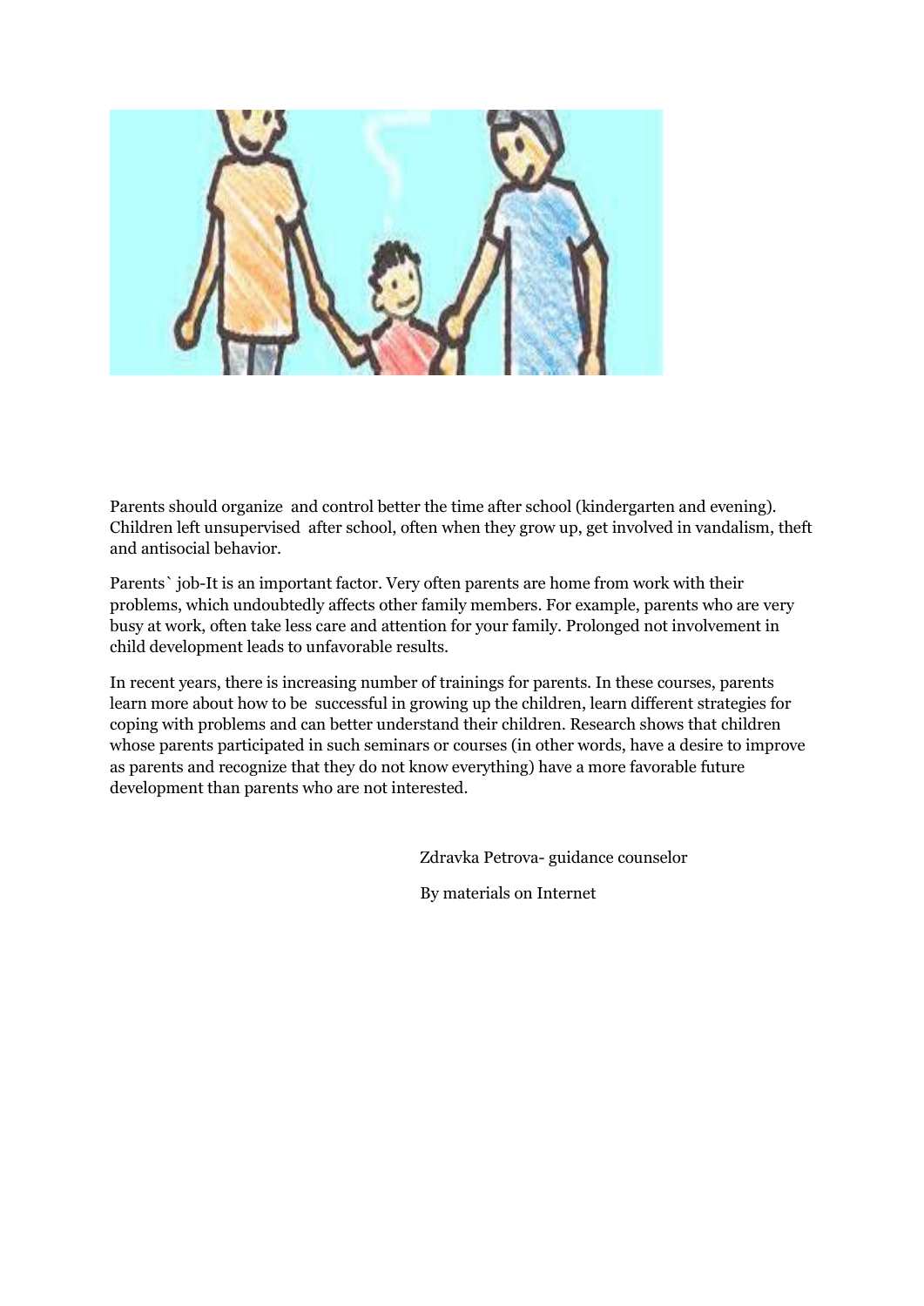Parents should organize  and control better the time after school (kindergarten and evening). Children left unsupervised  after school, often when they grow up, get involved in vandalism, theft and antisocial behavior.

Parents` job-It is an important factor. Very often parents are home from work with their problems, which undoubtedly affects other family members. For example, parents who are very busy at work, often take less care and attention for your family. Prolonged not involvement in child development leads to unfavorable results.

In recent years, there is increasing number of trainings for parents. In these courses, parents learn more about how to be  successful in growing up the children, learn different strategies for coping with problems and can better understand their children. Research shows that children whose parents participated in such seminars or courses (in other words, have a desire to improve as parents and recognize that they do not know everything) have a more favorable future development than parents who are not interested.

Zdravka Petrova- guidance counselor

By materials on Internet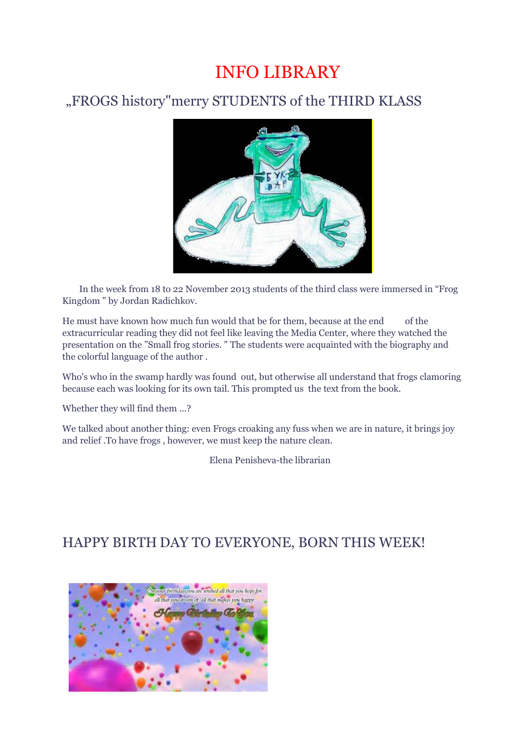# INFO LIBRARY

## „FROGS history"merry STUDENTS of the THIRD KLASS

In the week from 18 to 22 November 2013 students of the third class were immersed in "Frog Kingdom " by Jordan Radichkov.

He must have known how much fun would that be for them, because at the end of the extracurricular reading they did not feel like leaving the Media Center, where they watched the presentation on the "Small frog stories. " The students were acquainted with the biography and the colorful language of the author .

Who's who in the swamp hardly was found out, but otherwise all understand that frogs clamoring because each was looking for its own tail. This prompted us the text from the book.

Whether they will find them ...?

We talked about another thing: even Frogs croaking any fuss when we are in nature, it brings joy and relief .To have frogs , however, we must keep the nature clean.

Elena Penisheva-the librarian

## HAPPY BIRTH DAY TO EVERYONE, BORN THIS WEEK!